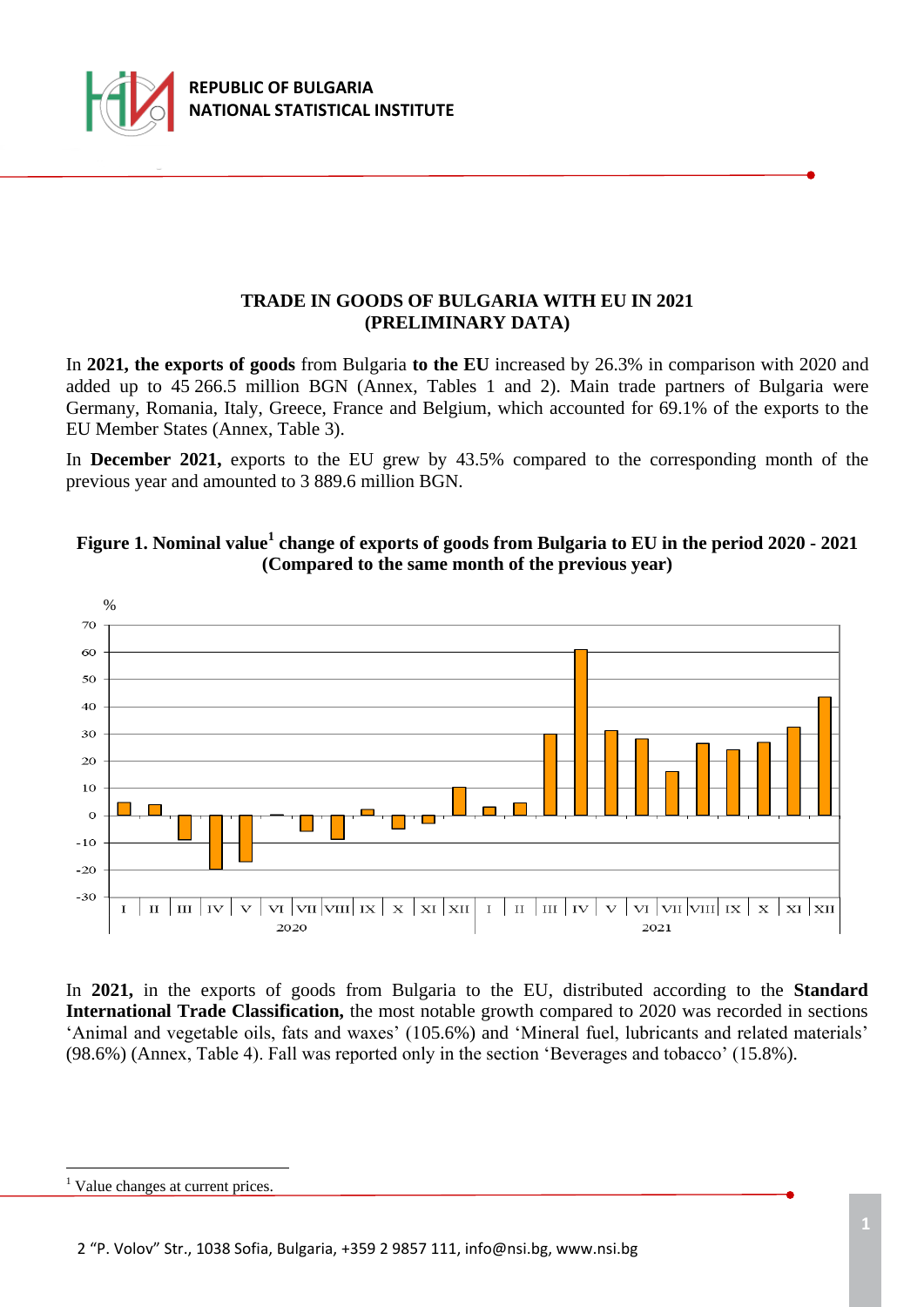# TRADE IN GOODS OF BULGARIA WITH EU IN 2021 (PRELIMINARY DATA)

In **2021, the exports of goods** from Bulgaria **to the EU** increased by 26.3% in comparison with 2020 and added up to 45 266.5 million BGN (Annex, Tables 1 and 2). Main trade partners of Bulgaria were Germany, Romania, Italy, Greece, France and Belgium, which accounted for 69.1% of the exports to the EU Member States (Annex, Table 3).

In **December 2021,** exports to the EU grew by 43.5% compared to the corresponding month of the previous year and amounted to 3 889.6 million BGN.

**Figure 1. Nominal value[1] change of exports of goods from Bulgaria to EU in the period 2020 - 2021 (Compared to the same month of the previous year)**

In **2021,** in the exports of goods from Bulgaria to the EU, distributed according to the **Standard International Trade Classification,** the most notable growth compared to 2020 was recorded in sections 'Animal and vegetable oils, fats and waxes' (105.6%) and 'Mineral fuel, lubricants and related materials' (98.6%) (Annex, Table 4). Fall was reported only in the section 'Beverages and tobacco' (15.8%).

[1] Value changes at current prices.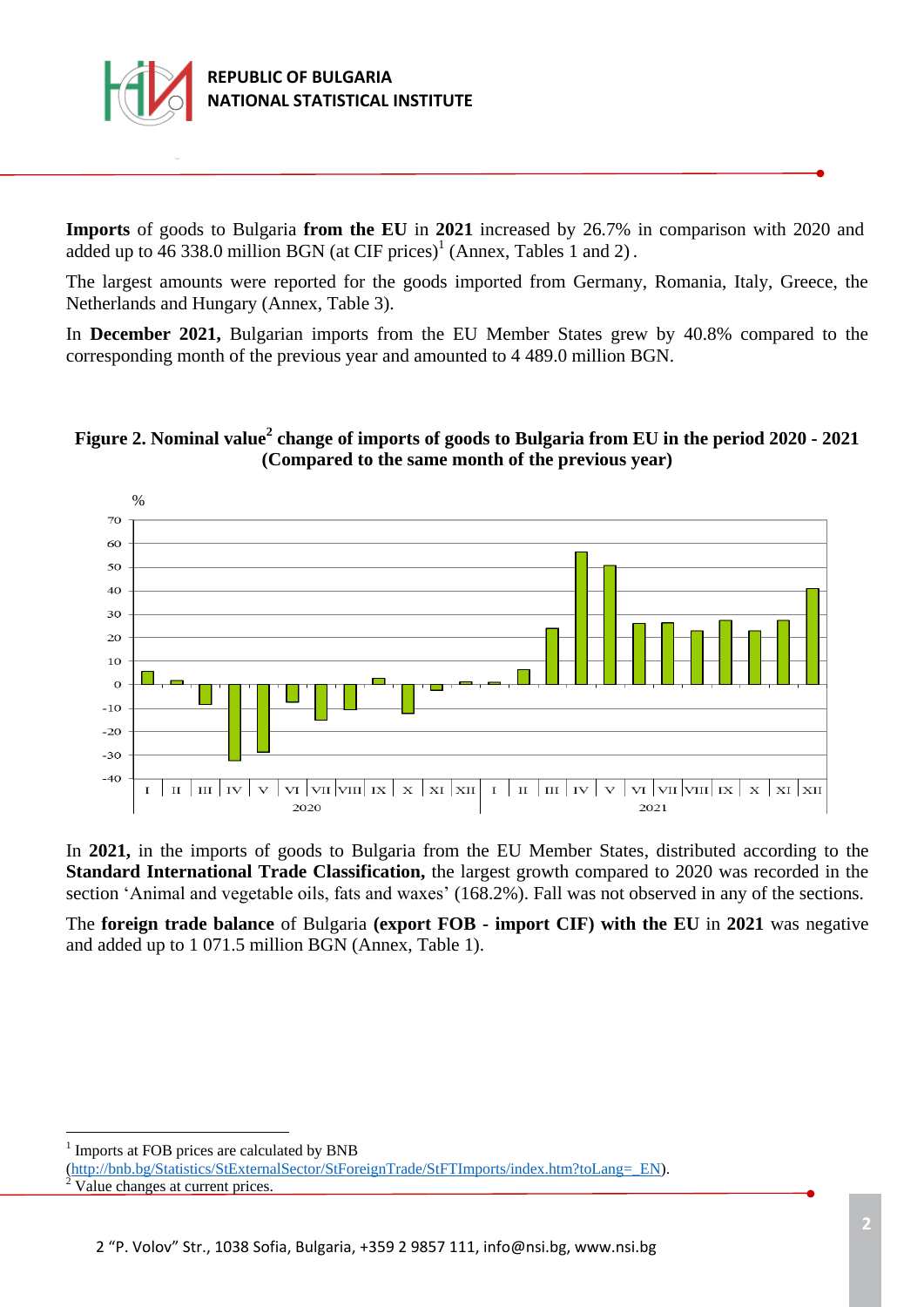**Imports** of goods to Bulgaria **from the EU** in **2021** increased by 26.7% in comparison with 2020 and added up to 46 338.0 million BGN (at CIF prices)[1] (Annex, Tables 1 and 2).

The largest amounts were reported for the goods imported from Germany, Romania, Italy, Greece, the Netherlands and Hungary (Annex, Table 3).

In **December 2021,** Bulgarian imports from the EU Member States grew by 40.8% compared to the corresponding month of the previous year and amounted to 4 489.0 million BGN.

**Figure 2. Nominal value[2] change of imports of goods to Bulgaria from EU in the period 2020 - 2021 (Compared to the same month of the previous year)**

In **2021,** in the imports of goods to Bulgaria from the EU Member States, distributed according to the **Standard International Trade Classification,** the largest growth compared to 2020 was recorded in the section 'Animal and vegetable oils, fats and waxes' (168.2%). Fall was not observed in any of the sections.

The **foreign trade balance** of Bulgaria **(export FOB - import CIF) with the EU** in **2021** was negative and added up to 1 071.5 million BGN (Annex, Table 1).

---

[1] Imports at FOB prices are calculated by BNB (http://bnb.bg/Statistics/StExternalSector/StForeignTrade/StFTImports/index.htm?toLang=_EN).

[2] Value changes at current prices.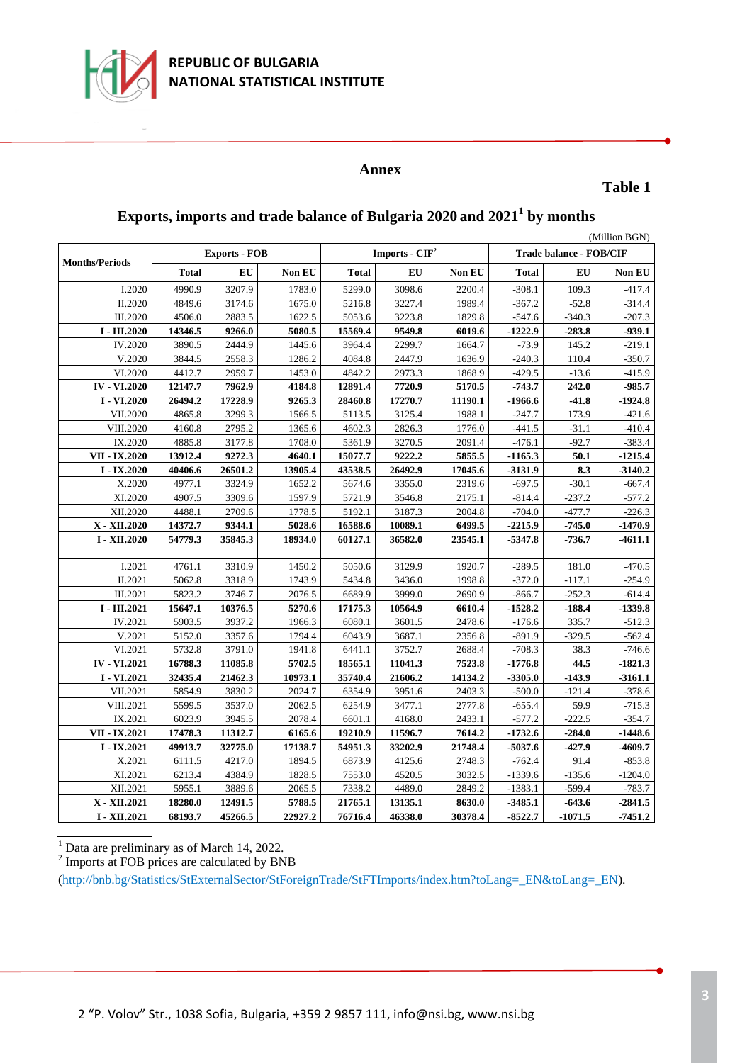## Annex

**Table 1**

## Exports, imports and trade balance of Bulgaria 2020 and 2021[1] by months

(Million BGN)

| Months/Periods | Exports - FOB | | | Imports - CIF[2] | | | Trade balance - FOB/CIF | | |
|---|---|---|---|---|---|---|---|---|---|
| | Total | EU | Non EU | Total | EU | Non EU | Total | EU | Non EU |
| I.2020 | 4990.9 | 3207.9 | 1783.0 | 5299.0 | 3098.6 | 2200.4 | -308.1 | 109.3 | -417.4 |
| II.2020 | 4849.6 | 3174.6 | 1675.0 | 5216.8 | 3227.4 | 1989.4 | -367.2 | -52.8 | -314.4 |
| III.2020 | 4506.0 | 2883.5 | 1622.5 | 5053.6 | 3223.8 | 1829.8 | -547.6 | -340.3 | -207.3 |
| **I - III.2020** | **14346.5** | **9266.0** | **5080.5** | **15569.4** | **9549.8** | **6019.6** | **-1222.9** | **-283.8** | **-939.1** |
| IV.2020 | 3890.5 | 2444.9 | 1445.6 | 3964.4 | 2299.7 | 1664.7 | -73.9 | 145.2 | -219.1 |
| V.2020 | 3844.5 | 2558.3 | 1286.2 | 4084.8 | 2447.9 | 1636.9 | -240.3 | 110.4 | -350.7 |
| VI.2020 | 4412.7 | 2959.7 | 1453.0 | 4842.2 | 2973.3 | 1868.9 | -429.5 | -13.6 | -415.9 |
| **IV - VI.2020** | **12147.7** | **7962.9** | **4184.8** | **12891.4** | **7720.9** | **5170.5** | **-743.7** | **242.0** | **-985.7** |
| **I - VI.2020** | **26494.2** | **17228.9** | **9265.3** | **28460.8** | **17270.7** | **11190.1** | **-1966.6** | **-41.8** | **-1924.8** |
| VII.2020 | 4865.8 | 3299.3 | 1566.5 | 5113.5 | 3125.4 | 1988.1 | -247.7 | 173.9 | -421.6 |
| VIII.2020 | 4160.8 | 2795.2 | 1365.6 | 4602.3 | 2826.3 | 1776.0 | -441.5 | -31.1 | -410.4 |
| IX.2020 | 4885.8 | 3177.8 | 1708.0 | 5361.9 | 3270.5 | 2091.4 | -476.1 | -92.7 | -383.4 |
| **VII - IX.2020** | **13912.4** | **9272.3** | **4640.1** | **15077.7** | **9222.2** | **5855.5** | **-1165.3** | **50.1** | **-1215.4** |
| **I - IX.2020** | **40406.6** | **26501.2** | **13905.4** | **43538.5** | **26492.9** | **17045.6** | **-3131.9** | **8.3** | **-3140.2** |
| X.2020 | 4977.1 | 3324.9 | 1652.2 | 5674.6 | 3355.0 | 2319.6 | -697.5 | -30.1 | -667.4 |
| XI.2020 | 4907.5 | 3309.6 | 1597.9 | 5721.9 | 3546.8 | 2175.1 | -814.4 | -237.2 | -577.2 |
| XII.2020 | 4488.1 | 2709.6 | 1778.5 | 5192.1 | 3187.3 | 2004.8 | -704.0 | -477.7 | -226.3 |
| **X - XII.2020** | **14372.7** | **9344.1** | **5028.6** | **16588.6** | **10089.1** | **6499.5** | **-2215.9** | **-745.0** | **-1470.9** |
| **I - XII.2020** | **54779.3** | **35845.3** | **18934.0** | **60127.1** | **36582.0** | **23545.1** | **-5347.8** | **-736.7** | **-4611.1** |
| | | | | | | | | | |
| I.2021 | 4761.1 | 3310.9 | 1450.2 | 5050.6 | 3129.9 | 1920.7 | -289.5 | 181.0 | -470.5 |
| II.2021 | 5062.8 | 3318.9 | 1743.9 | 5434.8 | 3436.0 | 1998.8 | -372.0 | -117.1 | -254.9 |
| III.2021 | 5823.2 | 3746.7 | 2076.5 | 6689.9 | 3999.0 | 2690.9 | -866.7 | -252.3 | -614.4 |
| **I - III.2021** | **15647.1** | **10376.5** | **5270.6** | **17175.3** | **10564.9** | **6610.4** | **-1528.2** | **-188.4** | **-1339.8** |
| IV.2021 | 5903.5 | 3937.2 | 1966.3 | 6080.1 | 3601.5 | 2478.6 | -176.6 | 335.7 | -512.3 |
| V.2021 | 5152.0 | 3357.6 | 1794.4 | 6043.9 | 3687.1 | 2356.8 | -891.9 | -329.5 | -562.4 |
| VI.2021 | 5732.8 | 3791.0 | 1941.8 | 6441.1 | 3752.7 | 2688.4 | -708.3 | 38.3 | -746.6 |
| **IV - VI.2021** | **16788.3** | **11085.8** | **5702.5** | **18565.1** | **11041.3** | **7523.8** | **-1776.8** | **44.5** | **-1821.3** |
| **I - VI.2021** | **32435.4** | **21462.3** | **10973.1** | **35740.4** | **21606.2** | **14134.2** | **-3305.0** | **-143.9** | **-3161.1** |
| VII.2021 | 5854.9 | 3830.2 | 2024.7 | 6354.9 | 3951.6 | 2403.3 | -500.0 | -121.4 | -378.6 |
| VIII.2021 | 5599.5 | 3537.0 | 2062.5 | 6254.9 | 3477.1 | 2777.8 | -655.4 | 59.9 | -715.3 |
| IX.2021 | 6023.9 | 3945.5 | 2078.4 | 6601.1 | 4168.0 | 2433.1 | -577.2 | -222.5 | -354.7 |
| **VII - IX.2021** | **17478.3** | **11312.7** | **6165.6** | **19210.9** | **11596.7** | **7614.2** | **-1732.6** | **-284.0** | **-1448.6** |
| **I - IX.2021** | **49913.7** | **32775.0** | **17138.7** | **54951.3** | **33202.9** | **21748.4** | **-5037.6** | **-427.9** | **-4609.7** |
| X.2021 | 6111.5 | 4217.0 | 1894.5 | 6873.9 | 4125.6 | 2748.3 | -762.4 | 91.4 | -853.8 |
| XI.2021 | 6213.4 | 4384.9 | 1828.5 | 7553.0 | 4520.5 | 3032.5 | -1339.6 | -135.6 | -1204.0 |
| XII.2021 | 5955.1 | 3889.6 | 2065.5 | 7338.2 | 4489.0 | 2849.2 | -1383.1 | -599.4 | -783.7 |
| **X - XII.2021** | **18280.0** | **12491.5** | **5788.5** | **21765.1** | **13135.1** | **8630.0** | **-3485.1** | **-643.6** | **-2841.5** |
| **I - XII.2021** | **68193.7** | **45266.5** | **22927.2** | **76716.4** | **46338.0** | **30378.4** | **-8522.7** | **-1071.5** | **-7451.2** |

[1] Data are preliminary as of March 14, 2022.

[2] Imports at FOB prices are calculated by BNB (http://bnb.bg/Statistics/StExternalSector/StForeignTrade/StFTImports/index.htm?toLang=_EN&toLang=_EN).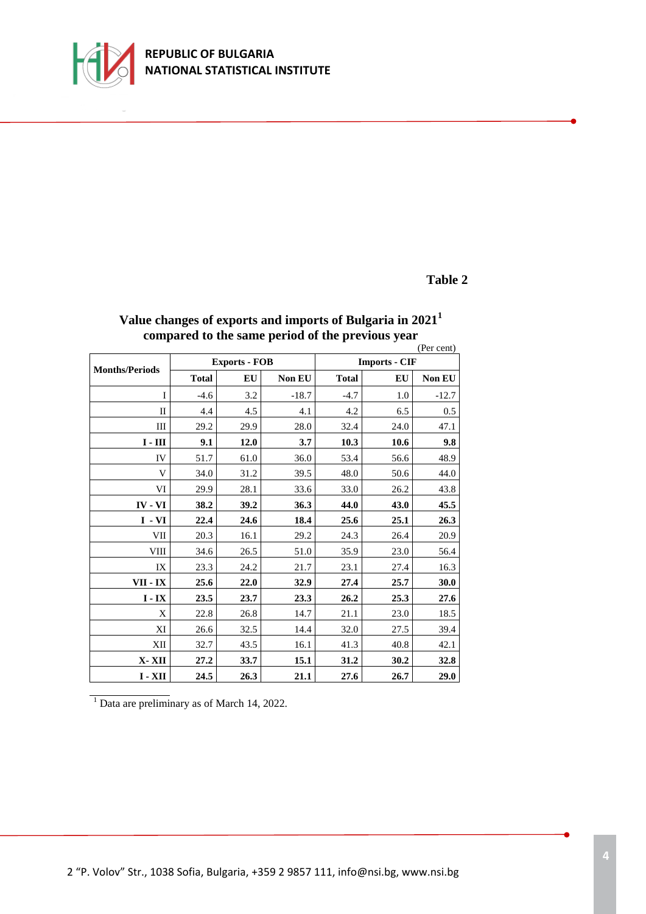**Table 2**

## Value changes of exports and imports of Bulgaria in 2021[1] compared to the same period of the previous year

(Per cent)

| Months/Periods | Exports - FOB | | | Imports - CIF | | |
|---|---|---|---|---|---|---|
| | Total | EU | Non EU | Total | EU | Non EU |
| I | -4.6 | 3.2 | -18.7 | -4.7 | 1.0 | -12.7 |
| II | 4.4 | 4.5 | 4.1 | 4.2 | 6.5 | 0.5 |
| III | 29.2 | 29.9 | 28.0 | 32.4 | 24.0 | 47.1 |
| **I - III** | **9.1** | **12.0** | **3.7** | **10.3** | **10.6** | **9.8** |
| IV | 51.7 | 61.0 | 36.0 | 53.4 | 56.6 | 48.9 |
| V | 34.0 | 31.2 | 39.5 | 48.0 | 50.6 | 44.0 |
| VI | 29.9 | 28.1 | 33.6 | 33.0 | 26.2 | 43.8 |
| **IV - VI** | **38.2** | **39.2** | **36.3** | **44.0** | **43.0** | **45.5** |
| **I - VI** | **22.4** | **24.6** | **18.4** | **25.6** | **25.1** | **26.3** |
| VII | 20.3 | 16.1 | 29.2 | 24.3 | 26.4 | 20.9 |
| VIII | 34.6 | 26.5 | 51.0 | 35.9 | 23.0 | 56.4 |
| IX | 23.3 | 24.2 | 21.7 | 23.1 | 27.4 | 16.3 |
| **VII - IX** | **25.6** | **22.0** | **32.9** | **27.4** | **25.7** | **30.0** |
| **I - IX** | **23.5** | **23.7** | **23.3** | **26.2** | **25.3** | **27.6** |
| X | 22.8 | 26.8 | 14.7 | 21.1 | 23.0 | 18.5 |
| XI | 26.6 | 32.5 | 14.4 | 32.0 | 27.5 | 39.4 |
| XII | 32.7 | 43.5 | 16.1 | 41.3 | 40.8 | 42.1 |
| **X- XII** | **27.2** | **33.7** | **15.1** | **31.2** | **30.2** | **32.8** |
| **I - XII** | **24.5** | **26.3** | **21.1** | **27.6** | **26.7** | **29.0** |

[1] Data are preliminary as of March 14, 2022.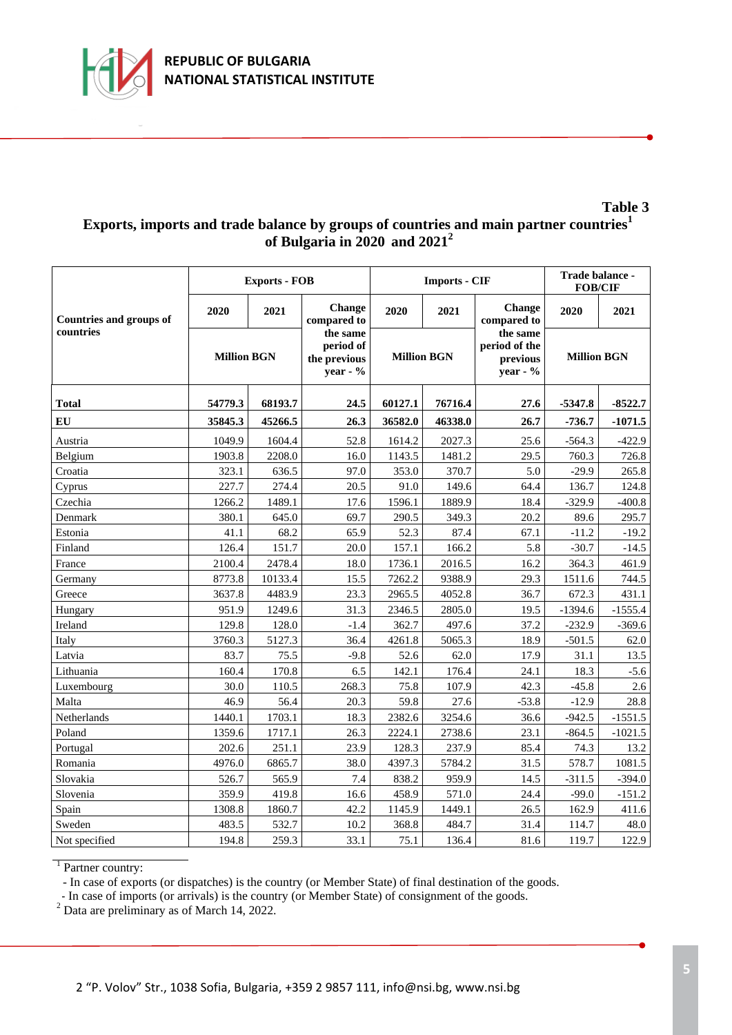**Table 3**

## Exports, imports and trade balance by groups of countries and main partner countries[1] of Bulgaria in 2020 and 2021[2]

| Countries and groups of countries | Exports - FOB | | | Imports - CIF | | | Trade balance - FOB/CIF | |
|---|---|---|---|---|---|---|---|---|
| | 2020 | 2021 | Change compared to the same period of the previous year - % | 2020 | 2021 | Change compared to the same period of the previous year - % | 2020 | 2021 |
| | Million BGN | | | Million BGN | | | Million BGN | |
| **Total** | **54779.3** | **68193.7** | **24.5** | **60127.1** | **76716.4** | **27.6** | **-5347.8** | **-8522.7** |
| **EU** | **35845.3** | **45266.5** | **26.3** | **36582.0** | **46338.0** | **26.7** | **-736.7** | **-1071.5** |
| Austria | 1049.9 | 1604.4 | 52.8 | 1614.2 | 2027.3 | 25.6 | -564.3 | -422.9 |
| Belgium | 1903.8 | 2208.0 | 16.0 | 1143.5 | 1481.2 | 29.5 | 760.3 | 726.8 |
| Croatia | 323.1 | 636.5 | 97.0 | 353.0 | 370.7 | 5.0 | -29.9 | 265.8 |
| Cyprus | 227.7 | 274.4 | 20.5 | 91.0 | 149.6 | 64.4 | 136.7 | 124.8 |
| Czechia | 1266.2 | 1489.1 | 17.6 | 1596.1 | 1889.9 | 18.4 | -329.9 | -400.8 |
| Denmark | 380.1 | 645.0 | 69.7 | 290.5 | 349.3 | 20.2 | 89.6 | 295.7 |
| Estonia | 41.1 | 68.2 | 65.9 | 52.3 | 87.4 | 67.1 | -11.2 | -19.2 |
| Finland | 126.4 | 151.7 | 20.0 | 157.1 | 166.2 | 5.8 | -30.7 | -14.5 |
| France | 2100.4 | 2478.4 | 18.0 | 1736.1 | 2016.5 | 16.2 | 364.3 | 461.9 |
| Germany | 8773.8 | 10133.4 | 15.5 | 7262.2 | 9388.9 | 29.3 | 1511.6 | 744.5 |
| Greece | 3637.8 | 4483.9 | 23.3 | 2965.5 | 4052.8 | 36.7 | 672.3 | 431.1 |
| Hungary | 951.9 | 1249.6 | 31.3 | 2346.5 | 2805.0 | 19.5 | -1394.6 | -1555.4 |
| Ireland | 129.8 | 128.0 | -1.4 | 362.7 | 497.6 | 37.2 | -232.9 | -369.6 |
| Italy | 3760.3 | 5127.3 | 36.4 | 4261.8 | 5065.3 | 18.9 | -501.5 | 62.0 |
| Latvia | 83.7 | 75.5 | -9.8 | 52.6 | 62.0 | 17.9 | 31.1 | 13.5 |
| Lithuania | 160.4 | 170.8 | 6.5 | 142.1 | 176.4 | 24.1 | 18.3 | -5.6 |
| Luxembourg | 30.0 | 110.5 | 268.3 | 75.8 | 107.9 | 42.3 | -45.8 | 2.6 |
| Malta | 46.9 | 56.4 | 20.3 | 59.8 | 27.6 | -53.8 | -12.9 | 28.8 |
| Netherlands | 1440.1 | 1703.1 | 18.3 | 2382.6 | 3254.6 | 36.6 | -942.5 | -1551.5 |
| Poland | 1359.6 | 1717.1 | 26.3 | 2224.1 | 2738.6 | 23.1 | -864.5 | -1021.5 |
| Portugal | 202.6 | 251.1 | 23.9 | 128.3 | 237.9 | 85.4 | 74.3 | 13.2 |
| Romania | 4976.0 | 6865.7 | 38.0 | 4397.3 | 5784.2 | 31.5 | 578.7 | 1081.5 |
| Slovakia | 526.7 | 565.9 | 7.4 | 838.2 | 959.9 | 14.5 | -311.5 | -394.0 |
| Slovenia | 359.9 | 419.8 | 16.6 | 458.9 | 571.0 | 24.4 | -99.0 | -151.2 |
| Spain | 1308.8 | 1860.7 | 42.2 | 1145.9 | 1449.1 | 26.5 | 162.9 | 411.6 |
| Sweden | 483.5 | 532.7 | 10.2 | 368.8 | 484.7 | 31.4 | 114.7 | 48.0 |
| Not specified | 194.8 | 259.3 | 33.1 | 75.1 | 136.4 | 81.6 | 119.7 | 122.9 |

[1] Partner country:
- In case of exports (or dispatches) is the country (or Member State) of final destination of the goods.
- In case of imports (or arrivals) is the country (or Member State) of consignment of the goods.

[2] Data are preliminary as of March 14, 2022.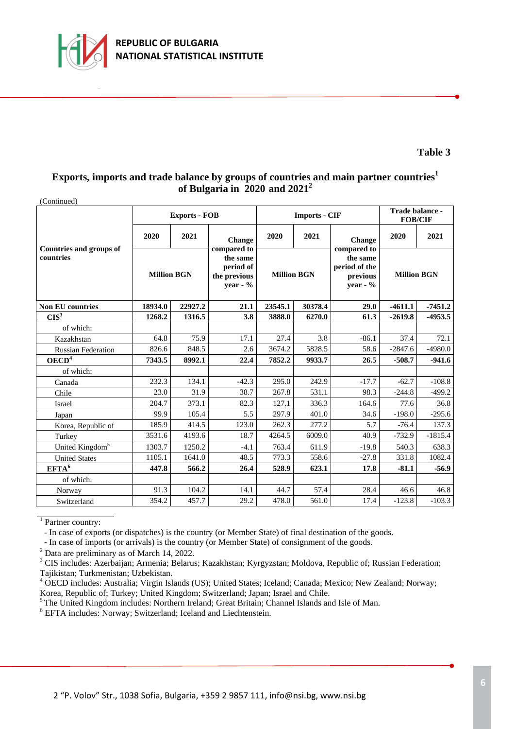**Table 3**

## Exports, imports and trade balance by groups of countries and main partner countries[1] of Bulgaria in 2020 and 2021[2]

(Continued)

| Countries and groups of countries | Exports - FOB | | | Imports - CIF | | | Trade balance - FOB/CIF | |
|---|---|---|---|---|---|---|---|---|
| | 2020 | 2021 | Change compared to the same period of the previous year - % | 2020 | 2021 | Change compared to the same period of the previous year - % | 2020 | 2021 |
| | Million BGN | | | Million BGN | | | Million BGN | |
| **Non EU countries** | **18934.0** | **22927.2** | **21.1** | **23545.1** | **30378.4** | **29.0** | **-4611.1** | **-7451.2** |
| **CIS[3]** | **1268.2** | **1316.5** | **3.8** | **3888.0** | **6270.0** | **61.3** | **-2619.8** | **-4953.5** |
| of which: | | | | | | | | |
| Kazakhstan | 64.8 | 75.9 | 17.1 | 27.4 | 3.8 | -86.1 | 37.4 | 72.1 |
| Russian Federation | 826.6 | 848.5 | 2.6 | 3674.2 | 5828.5 | 58.6 | -2847.6 | -4980.0 |
| **OECD[4]** | **7343.5** | **8992.1** | **22.4** | **7852.2** | **9933.7** | **26.5** | **-508.7** | **-941.6** |
| of which: | | | | | | | | |
| Canada | 232.3 | 134.1 | -42.3 | 295.0 | 242.9 | -17.7 | -62.7 | -108.8 |
| Chile | 23.0 | 31.9 | 38.7 | 267.8 | 531.1 | 98.3 | -244.8 | -499.2 |
| Israel | 204.7 | 373.1 | 82.3 | 127.1 | 336.3 | 164.6 | 77.6 | 36.8 |
| Japan | 99.9 | 105.4 | 5.5 | 297.9 | 401.0 | 34.6 | -198.0 | -295.6 |
| Korea, Republic of | 185.9 | 414.5 | 123.0 | 262.3 | 277.2 | 5.7 | -76.4 | 137.3 |
| Turkey | 3531.6 | 4193.6 | 18.7 | 4264.5 | 6009.0 | 40.9 | -732.9 | -1815.4 |
| United Kingdom[5] | 1303.7 | 1250.2 | -4.1 | 763.4 | 611.9 | -19.8 | 540.3 | 638.3 |
| United States | 1105.1 | 1641.0 | 48.5 | 773.3 | 558.6 | -27.8 | 331.8 | 1082.4 |
| **EFTA[6]** | **447.8** | **566.2** | **26.4** | **528.9** | **623.1** | **17.8** | **-81.1** | **-56.9** |
| of which: | | | | | | | | |
| Norway | 91.3 | 104.2 | 14.1 | 44.7 | 57.4 | 28.4 | 46.6 | 46.8 |
| Switzerland | 354.2 | 457.7 | 29.2 | 478.0 | 561.0 | 17.4 | -123.8 | -103.3 |

[1] Partner country:
- In case of exports (or dispatches) is the country (or Member State) of final destination of the goods.
- In case of imports (or arrivals) is the country (or Member State) of consignment of the goods.

[2] Data are preliminary as of March 14, 2022.

[3] CIS includes: Azerbaijan; Armenia; Belarus; Kazakhstan; Kyrgyzstan; Moldova, Republic of; Russian Federation; Tajikistan; Turkmenistan; Uzbekistan.

[4] OECD includes: Australia; Virgin Islands (US); United States; Iceland; Canada; Mexico; New Zealand; Norway; Korea, Republic of; Turkey; United Kingdom; Switzerland; Japan; Israel and Chile.

[5] The United Kingdom includes: Northern Ireland; Great Britain; Channel Islands and Isle of Man.

[6] EFTA includes: Norway; Switzerland; Iceland and Liechtenstein.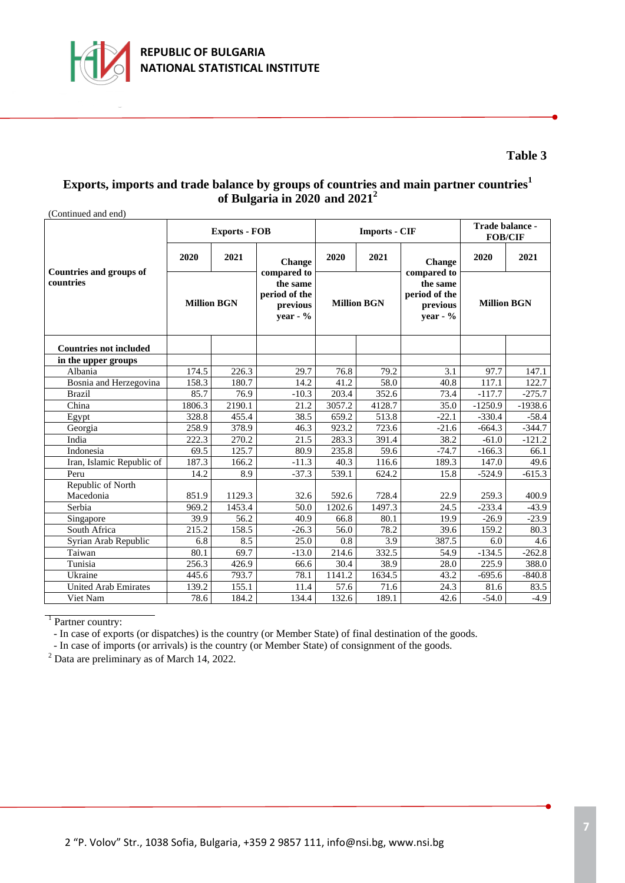**Table 3**

## Exports, imports and trade balance by groups of countries and main partner countries[1] of Bulgaria in 2020 and 2021[2]

(Continued and end)

| Countries and groups of countries | Exports - FOB | | | Imports - CIF | | | Trade balance - FOB/CIF | |
|---|---|---|---|---|---|---|---|---|
| | 2020 | 2021 | Change compared to the same period of the previous year - % | 2020 | 2021 | Change compared to the same period of the previous year - % | 2020 | 2021 |
| | Million BGN | | | Million BGN | | | Million BGN | |
| **Countries not included in the upper groups** | | | | | | | | |
| Albania | 174.5 | 226.3 | 29.7 | 76.8 | 79.2 | 3.1 | 97.7 | 147.1 |
| Bosnia and Herzegovina | 158.3 | 180.7 | 14.2 | 41.2 | 58.0 | 40.8 | 117.1 | 122.7 |
| Brazil | 85.7 | 76.9 | -10.3 | 203.4 | 352.6 | 73.4 | -117.7 | -275.7 |
| China | 1806.3 | 2190.1 | 21.2 | 3057.2 | 4128.7 | 35.0 | -1250.9 | -1938.6 |
| Egypt | 328.8 | 455.4 | 38.5 | 659.2 | 513.8 | -22.1 | -330.4 | -58.4 |
| Georgia | 258.9 | 378.9 | 46.3 | 923.2 | 723.6 | -21.6 | -664.3 | -344.7 |
| India | 222.3 | 270.2 | 21.5 | 283.3 | 391.4 | 38.2 | -61.0 | -121.2 |
| Indonesia | 69.5 | 125.7 | 80.9 | 235.8 | 59.6 | -74.7 | -166.3 | 66.1 |
| Iran, Islamic Republic of | 187.3 | 166.2 | -11.3 | 40.3 | 116.6 | 189.3 | 147.0 | 49.6 |
| Peru | 14.2 | 8.9 | -37.3 | 539.1 | 624.2 | 15.8 | -524.9 | -615.3 |
| Republic of North Macedonia | 851.9 | 1129.3 | 32.6 | 592.6 | 728.4 | 22.9 | 259.3 | 400.9 |
| Serbia | 969.2 | 1453.4 | 50.0 | 1202.6 | 1497.3 | 24.5 | -233.4 | -43.9 |
| Singapore | 39.9 | 56.2 | 40.9 | 66.8 | 80.1 | 19.9 | -26.9 | -23.9 |
| South Africa | 215.2 | 158.5 | -26.3 | 56.0 | 78.2 | 39.6 | 159.2 | 80.3 |
| Syrian Arab Republic | 6.8 | 8.5 | 25.0 | 0.8 | 3.9 | 387.5 | 6.0 | 4.6 |
| Taiwan | 80.1 | 69.7 | -13.0 | 214.6 | 332.5 | 54.9 | -134.5 | -262.8 |
| Tunisia | 256.3 | 426.9 | 66.6 | 30.4 | 38.9 | 28.0 | 225.9 | 388.0 |
| Ukraine | 445.6 | 793.7 | 78.1 | 1141.2 | 1634.5 | 43.2 | -695.6 | -840.8 |
| United Arab Emirates | 139.2 | 155.1 | 11.4 | 57.6 | 71.6 | 24.3 | 81.6 | 83.5 |
| Viet Nam | 78.6 | 184.2 | 134.4 | 132.6 | 189.1 | 42.6 | -54.0 | -4.9 |

[1] Partner country:
- In case of exports (or dispatches) is the country (or Member State) of final destination of the goods.
- In case of imports (or arrivals) is the country (or Member State) of consignment of the goods.

[2] Data are preliminary as of March 14, 2022.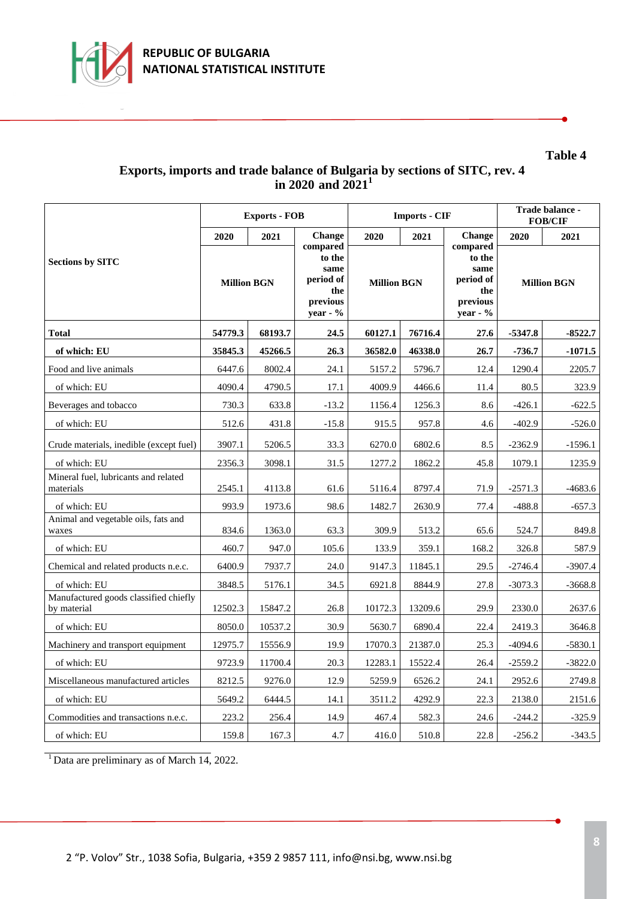REPUBLIC OF BULGARIA
NATIONAL STATISTICAL INSTITUTE

**Table 4**

## Exports, imports and trade balance of Bulgaria by sections of SITC, rev. 4 in 2020 and 2021[1]

| Sections by SITC | Exports - FOB | | | Imports - CIF | | | Trade balance - FOB/CIF | |
|---|---|---|---|---|---|---|---|---|
| | 2020 | 2021 | Change compared to the same period of the previous year - % | 2020 | 2021 | Change compared to the same period of the previous year - % | 2020 | 2021 |
| | Million BGN | | | Million BGN | | | Million BGN | |
| **Total** | **54779.3** | **68193.7** | **24.5** | **60127.1** | **76716.4** | **27.6** | **-5347.8** | **-8522.7** |
| **of which: EU** | **35845.3** | **45266.5** | **26.3** | **36582.0** | **46338.0** | **26.7** | **-736.7** | **-1071.5** |
| Food and live animals | 6447.6 | 8002.4 | 24.1 | 5157.2 | 5796.7 | 12.4 | 1290.4 | 2205.7 |
| of which: EU | 4090.4 | 4790.5 | 17.1 | 4009.9 | 4466.6 | 11.4 | 80.5 | 323.9 |
| Beverages and tobacco | 730.3 | 633.8 | -13.2 | 1156.4 | 1256.3 | 8.6 | -426.1 | -622.5 |
| of which: EU | 512.6 | 431.8 | -15.8 | 915.5 | 957.8 | 4.6 | -402.9 | -526.0 |
| Crude materials, inedible (except fuel) | 3907.1 | 5206.5 | 33.3 | 6270.0 | 6802.6 | 8.5 | -2362.9 | -1596.1 |
| of which: EU | 2356.3 | 3098.1 | 31.5 | 1277.2 | 1862.2 | 45.8 | 1079.1 | 1235.9 |
| Mineral fuel, lubricants and related materials | 2545.1 | 4113.8 | 61.6 | 5116.4 | 8797.4 | 71.9 | -2571.3 | -4683.6 |
| of which: EU | 993.9 | 1973.6 | 98.6 | 1482.7 | 2630.9 | 77.4 | -488.8 | -657.3 |
| Animal and vegetable oils, fats and waxes | 834.6 | 1363.0 | 63.3 | 309.9 | 513.2 | 65.6 | 524.7 | 849.8 |
| of which: EU | 460.7 | 947.0 | 105.6 | 133.9 | 359.1 | 168.2 | 326.8 | 587.9 |
| Chemical and related products n.e.c. | 6400.9 | 7937.7 | 24.0 | 9147.3 | 11845.1 | 29.5 | -2746.4 | -3907.4 |
| of which: EU | 3848.5 | 5176.1 | 34.5 | 6921.8 | 8844.9 | 27.8 | -3073.3 | -3668.8 |
| Manufactured goods classified chiefly by material | 12502.3 | 15847.2 | 26.8 | 10172.3 | 13209.6 | 29.9 | 2330.0 | 2637.6 |
| of which: EU | 8050.0 | 10537.2 | 30.9 | 5630.7 | 6890.4 | 22.4 | 2419.3 | 3646.8 |
| Machinery and transport equipment | 12975.7 | 15556.9 | 19.9 | 17070.3 | 21387.0 | 25.3 | -4094.6 | -5830.1 |
| of which: EU | 9723.9 | 11700.4 | 20.3 | 12283.1 | 15522.4 | 26.4 | -2559.2 | -3822.0 |
| Miscellaneous manufactured articles | 8212.5 | 9276.0 | 12.9 | 5259.9 | 6526.2 | 24.1 | 2952.6 | 2749.8 |
| of which: EU | 5649.2 | 6444.5 | 14.1 | 3511.2 | 4292.9 | 22.3 | 2138.0 | 2151.6 |
| Commodities and transactions n.e.c. | 223.2 | 256.4 | 14.9 | 467.4 | 582.3 | 24.6 | -244.2 | -325.9 |
| of which: EU | 159.8 | 167.3 | 4.7 | 416.0 | 510.8 | 22.8 | -256.2 | -343.5 |

[1] Data are preliminary as of March 14, 2022.

2 "P. Volov" Str., 1038 Sofia, Bulgaria, +359 2 9857 111, info@nsi.bg, www.nsi.bg